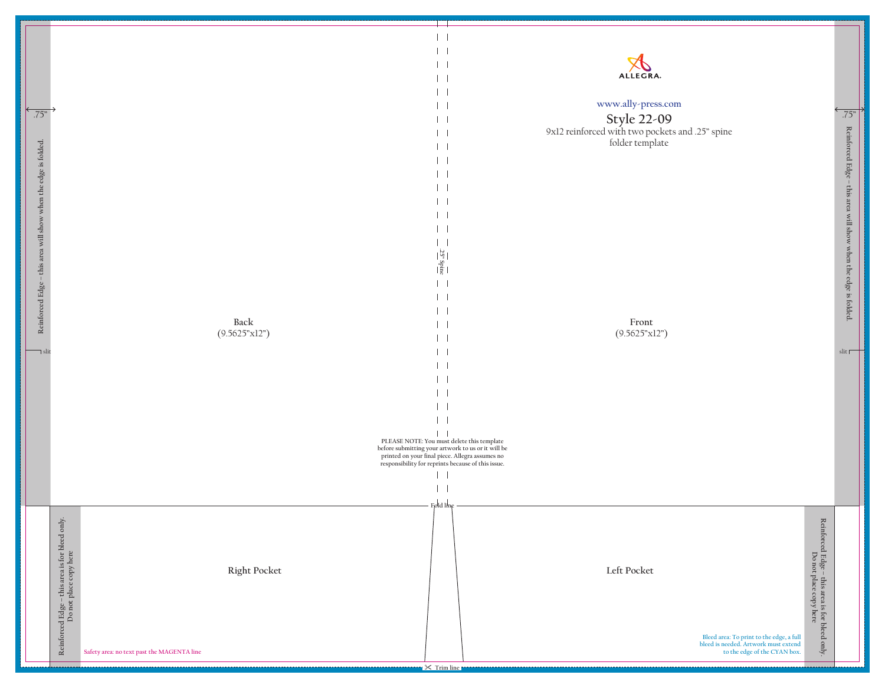ALLEGRA.

www.ally-press.com

## Style 22-09

9x12 reinforced with two pockets and .25" spine folder template

.75"

Reinforced Edge – this area will show when the edge is folded.

slit

.75"

Reinforced Edge – this area will show when the edge is folded.

slit

.25" Spine

Back
(9.5625"x12")

Front
(9.5625"x12")

PLEASE NOTE: You must delete this template before submitting your artwork to us or it will be printed on your final piece. Allegra assumes no responsibility for reprints because of this issue.

Fold line

Reinforced Edge – this area is for bleed only. Do not place copy here

Right Pocket

Left Pocket

Reinforced Edge – this area is for bleed only. Do not place copy here

Safety area: no text past the MAGENTA line

Bleed area: To print to the edge, a full bleed is needed. Artwork must extend to the edge of the CYAN box.

Trim line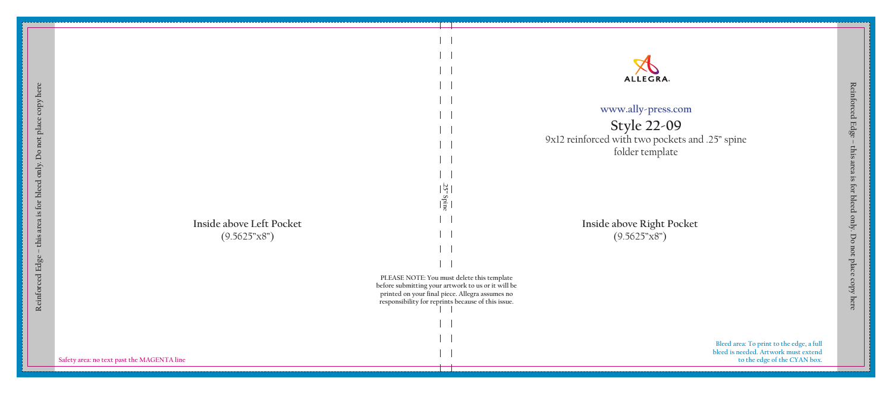Reinforced Edge – this area is for bleed only. Do not place copy here

ALLEGRA

www.ally-press.com

**Style 22-09**

9x12 reinforced with two pockets and .25" spine folder template

.25" Spine

**Inside above Left Pocket**
(9.5625"x8")

**Inside above Right Pocket**
(9.5625"x8")

PLEASE NOTE: You must delete this template before submitting your artwork to us or it will be printed on your final piece. Allegra assumes no responsibility for reprints because of this issue.

Safety area: no text past the MAGENTA line

Bleed area: To print to the edge, a full bleed is needed. Artwork must extend to the edge of the CYAN box.

Reinforced Edge – this area is for bleed only. Do not place copy here